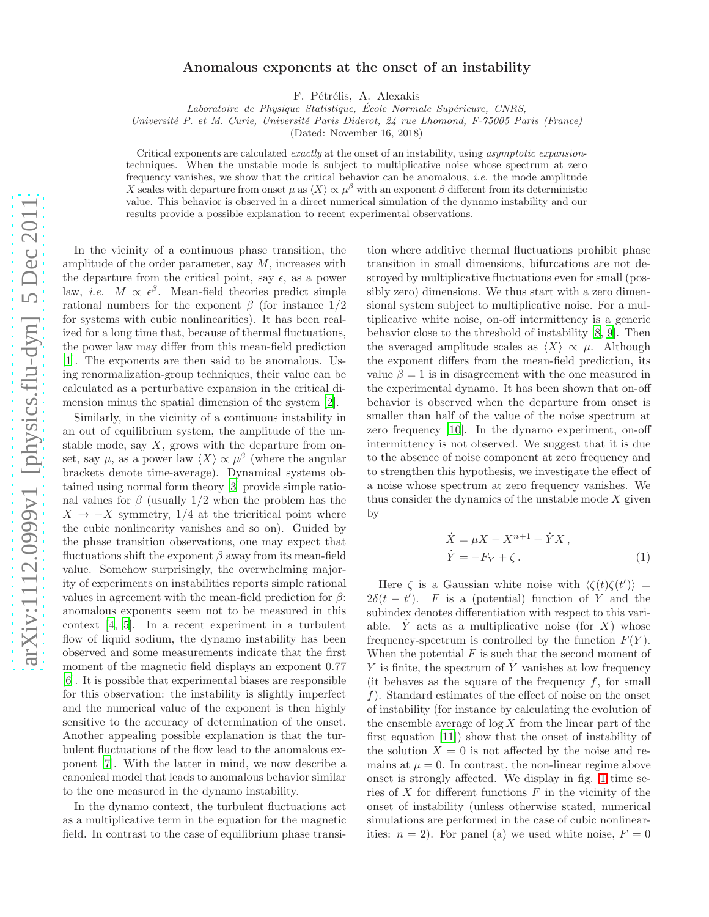# Anomalous exponents at the onset of an instability

F. Pétrélis, A. Alexakis

*Laboratoire de Physique Statistique, École Normale Supérieure, CNRS, Université P. et M. Curie, Université Paris Diderot, 24 rue Lhomond, F-75005 Paris (France)*

(Dated: November 16, 2018)

Critical exponents are calculated *exactly* at the onset of an instability, using *asymptotic expansion*-techniques. When the unstable mode is subject to multiplicative noise whose spectrum at zero frequency vanishes, we show that the critical behavior can be anomalous, *i.e.* the mode amplitude $X$ scales with departure from onset $\mu$ as $\langle X\rangle \propto \mu^\beta$ with an exponent $\beta$ different from its deterministic value. This behavior is observed in a direct numerical simulation of the dynamo instability and our results provide a possible explanation to recent experimental observations.

In the vicinity of a continuous phase transition, the amplitude of the order parameter, say $M$, increases with the departure from the critical point, say $\epsilon$, as a power law, *i.e.* $M \propto \epsilon^\beta$. Mean-field theories predict simple rational numbers for the exponent $\beta$ (for instance 1/2 for systems with cubic nonlinearities). It has been realized for a long time that, because of thermal fluctuations, the power law may differ from this mean-field prediction [1]. The exponents are then said to be anomalous. Using renormalization-group techniques, their value can be calculated as a perturbative expansion in the critical dimension minus the spatial dimension of the system [2].

Similarly, in the vicinity of a continuous instability in an out of equilibrium system, the amplitude of the unstable mode, say $X$, grows with the departure from onset, say $\mu$, as a power law $\langle X\rangle \propto \mu^\beta$ (where the angular brackets denote time-average). Dynamical systems obtained using normal form theory [3] provide simple rational values for $\beta$ (usually 1/2 when the problem has the $X \to -X$ symmetry, 1/4 at the tricritical point where the cubic nonlinearity vanishes and so on). Guided by the phase transition observations, one may expect that fluctuations shift the exponent $\beta$ away from its mean-field value. Somehow surprisingly, the overwhelming majority of experiments on instabilities reports simple rational values in agreement with the mean-field prediction for $\beta$: anomalous exponents seem not to be measured in this context [4, 5]. In a recent experiment in a turbulent flow of liquid sodium, the dynamo instability has been observed and some measurements indicate that the first moment of the magnetic field displays an exponent 0.77 [6]. It is possible that experimental biases are responsible for this observation: the instability is slightly imperfect and the numerical value of the exponent is then highly sensitive to the accuracy of determination of the onset. Another appealing possible explanation is that the turbulent fluctuations of the flow lead to the anomalous exponent [7]. With the latter in mind, we now describe a canonical model that leads to anomalous behavior similar to the one measured in the dynamo instability.

In the dynamo context, the turbulent fluctuations act as a multiplicative term in the equation for the magnetic field. In contrast to the case of equilibrium phase transition where additive thermal fluctuations prohibit phase transition in small dimensions, bifurcations are not destroyed by multiplicative fluctuations even for small (possibly zero) dimensions. We thus start with a zero dimensional system subject to multiplicative noise. For a multiplicative white noise, on-off intermittency is a generic behavior close to the threshold of instability [8, 9]. Then the averaged amplitude scales as $\langle X\rangle \propto \mu$. Although the exponent differs from the mean-field prediction, its value $\beta = 1$ is in disagreement with the one measured in the experimental dynamo. It has been shown that on-off behavior is observed when the departure from onset is smaller than half of the value of the noise spectrum at zero frequency [10]. In the dynamo experiment, on-off intermittency is not observed. We suggest that it is due to the absence of noise component at zero frequency and to strengthen this hypothesis, we investigate the effect of a noise whose spectrum at zero frequency vanishes. We thus consider the dynamics of the unstable mode $X$ given by

$$
\begin{aligned}
\dot{X} &= \mu X - X^{n+1} + \dot{Y} X\,,\\
\dot{Y} &= -F_Y + \zeta\,.
\end{aligned}
\tag{1}
$$

Here $\zeta$ is a Gaussian white noise with $\langle\zeta(t)\zeta(t')\rangle = 2\delta(t-t')$. $F$ is a (potential) function of $Y$ and the subindex denotes differentiation with respect to this variable. $\dot{Y}$ acts as a multiplicative noise (for $X$) whose frequency-spectrum is controlled by the function $F(Y)$. When the potential $F$ is such that the second moment of $Y$ is finite, the spectrum of $\dot{Y}$ vanishes at low frequency (it behaves as the square of the frequency $f$, for small $f$). Standard estimates of the effect of noise on the onset of instability (for instance by calculating the evolution of the ensemble average of $\log X$ from the linear part of the first equation [11]) show that the onset of instability of the solution $X = 0$ is not affected by the noise and remains at $\mu = 0$. In contrast, the non-linear regime above onset is strongly affected. We display in fig. 1 time series of $X$ for different functions $F$ in the vicinity of the onset of instability (unless otherwise stated, numerical simulations are performed in the case of cubic nonlinearities: $n = 2$). For panel (a) we used white noise, $F = 0$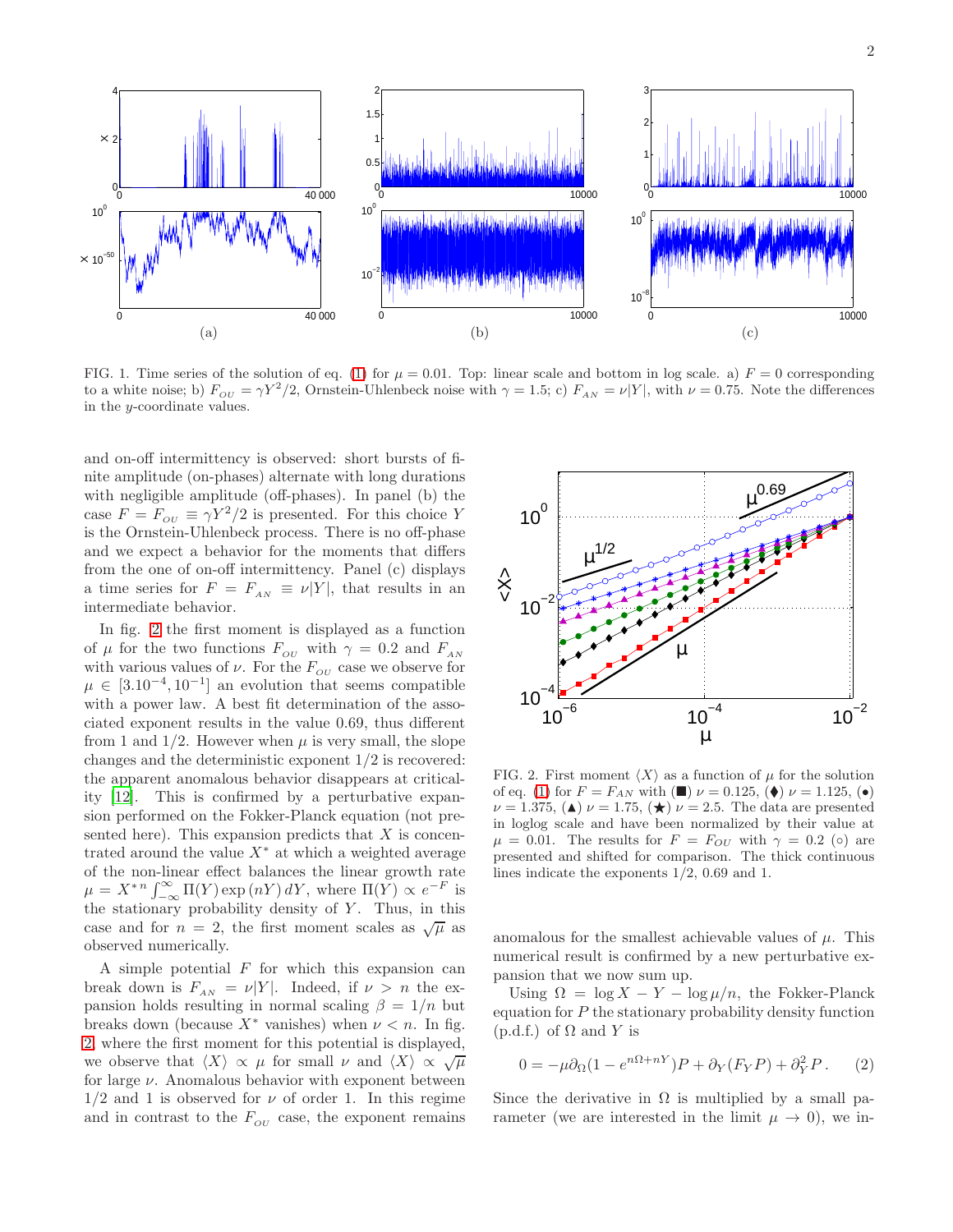FIG. 1. Time series of the solution of eq. (1) for $\mu = 0.01$. Top: linear scale and bottom in log scale. a) $F = 0$ corresponding to a white noise; b) $F_{OU} = \gamma Y^2/2$, Ornstein-Uhlenbeck noise with $\gamma = 1.5$; c) $F_{AN} = \nu|Y|$, with $\nu = 0.75$. Note the differences in the $y$-coordinate values.

and on-off intermittency is observed: short bursts of finite amplitude (on-phases) alternate with long durations with negligible amplitude (off-phases). In panel (b) the case $F = F_{OU} \equiv \gamma Y^2/2$ is presented. For this choice $Y$ is the Ornstein-Uhlenbeck process. There is no off-phase and we expect a behavior for the moments that differs from the one of on-off intermittency. Panel (c) displays a time series for $F = F_{AN} \equiv \nu|Y|$, that results in an intermediate behavior.

In fig. 2 the first moment is displayed as a function of $\mu$ for the two functions $F_{OU}$ with $\gamma = 0.2$ and $F_{AN}$ with various values of $\nu$. For the $F_{OU}$ case we observe for $\mu \in [3.10^{-4}, 10^{-1}]$ an evolution that seems compatible with a power law. A best fit determination of the associated exponent results in the value 0.69, thus different from 1 and 1/2. However when $\mu$ is very small, the slope changes and the deterministic exponent 1/2 is recovered: the apparent anomalous behavior disappears at criticality [12]. This is confirmed by a perturbative expansion performed on the Fokker-Planck equation (not presented here). This expansion predicts that $X$ is concentrated around the value $X^*$ at which a weighted average of the non-linear effect balances the linear growth rate $\mu = X^{*n} \int_{-\infty}^{\infty} \Pi(Y) \exp(nY)\, dY$, where $\Pi(Y) \propto e^{-F}$ is the stationary probability density of $Y$. Thus, in this case and for $n = 2$, the first moment scales as $\sqrt{\mu}$ as observed numerically.

A simple potential $F$ for which this expansion can break down is $F_{AN} = \nu|Y|$. Indeed, if $\nu > n$ the expansion holds resulting in normal scaling $\beta = 1/n$ but breaks down (because $X^*$ vanishes) when $\nu < n$. In fig. 2, where the first moment for this potential is displayed, we observe that $\langle X \rangle \propto \mu$ for small $\nu$ and $\langle X \rangle \propto \sqrt{\mu}$ for large $\nu$. Anomalous behavior with exponent between 1/2 and 1 is observed for $\nu$ of order 1. In this regime and in contrast to the $F_{OU}$ case, the exponent remains anomalous for the smallest achievable values of $\mu$. This numerical result is confirmed by a new perturbative expansion that we now sum up.

FIG. 2. First moment $\langle X \rangle$ as a function of $\mu$ for the solution of eq. (1) for $F = F_{AN}$ with (■) $\nu = 0.125$, (♦) $\nu = 1.125$, (•) $\nu = 1.375$, (▲) $\nu = 1.75$, (★) $\nu = 2.5$. The data are presented in loglog scale and have been normalized by their value at $\mu = 0.01$. The results for $F = F_{OU}$ with $\gamma = 0.2$ (○) are presented and shifted for comparison. The thick continuous lines indicate the exponents 1/2, 0.69 and 1.

Using $\Omega = \log X - Y - \log \mu/n$, the Fokker-Planck equation for $P$ the stationary probability density function (p.d.f.) of $\Omega$ and $Y$ is

$$0 = -\mu \partial_\Omega (1 - e^{n\Omega + nY}) P + \partial_Y (F_Y P) + \partial_Y^2 P \,. \qquad (2)$$

Since the derivative in $\Omega$ is multiplied by a small parameter (we are interested in the limit $\mu \to 0$), we in-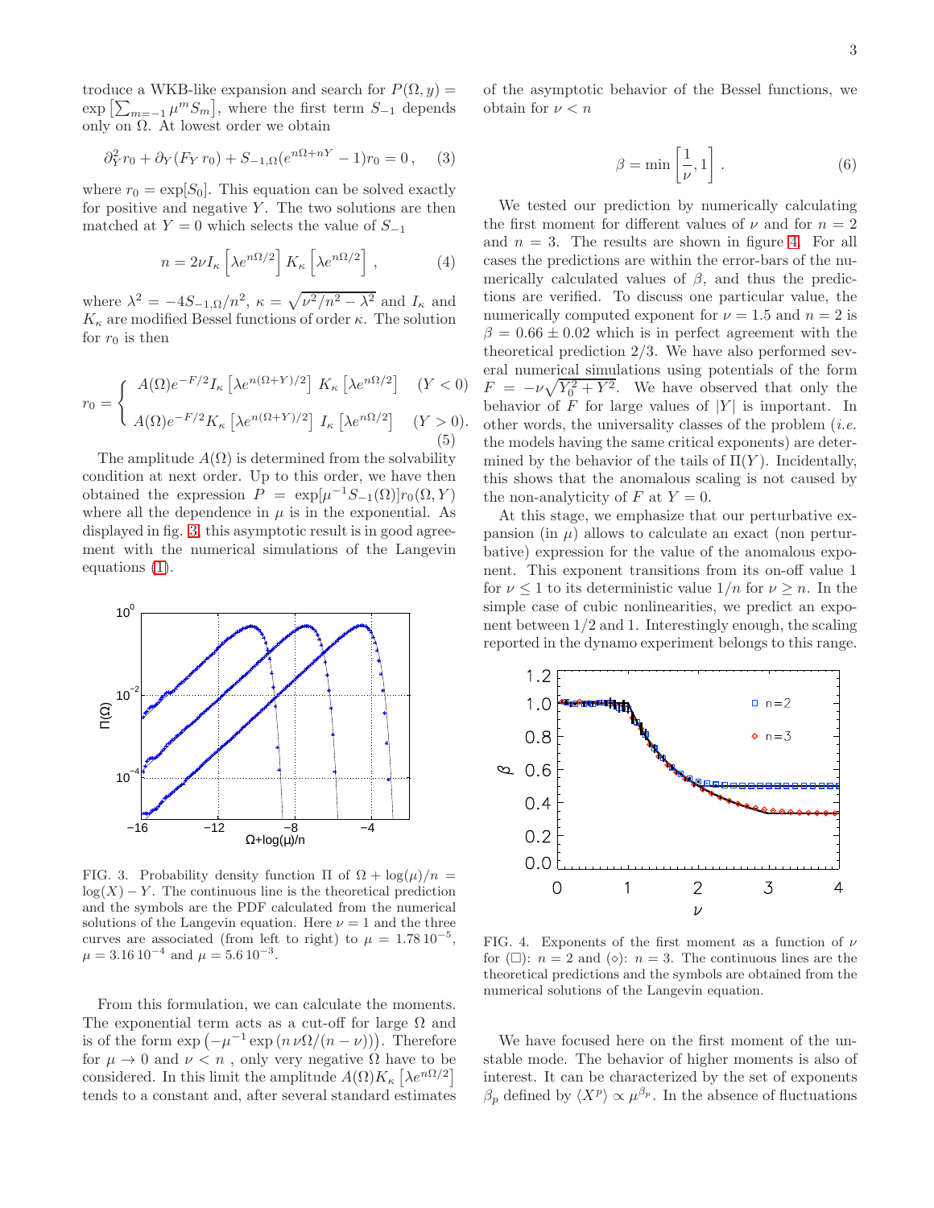troduce a WKB-like expansion and search for $P(\Omega, y) = \exp\left[\sum_{m=-1} \mu^m S_m\right]$, where the first term $S_{-1}$ depends only on $\Omega$. At lowest order we obtain

$$\partial_Y^2 r_0 + \partial_Y(F_Y\, r_0) + S_{-1,\Omega}(e^{n\Omega+nY} - 1) r_0 = 0\,, \quad (3)$$

where $r_0 = \exp[S_0]$. This equation can be solved exactly for positive and negative $Y$. The two solutions are then matched at $Y = 0$ which selects the value of $S_{-1}$

$$n = 2\nu I_\kappa\left[\lambda e^{n\Omega/2}\right] K_\kappa\left[\lambda e^{n\Omega/2}\right]\,, \quad (4)$$

where $\lambda^2 = -4S_{-1,\Omega}/n^2$, $\kappa = \sqrt{\nu^2/n^2 - \lambda^2}$ and $I_\kappa$ and $K_\kappa$ are modified Bessel functions of order $\kappa$. The solution for $r_0$ is then

$$r_0 = \begin{cases} A(\Omega) e^{-F/2} I_\kappa\left[\lambda e^{n(\Omega+Y)/2}\right] K_\kappa\left[\lambda e^{n\Omega/2}\right] & (Y < 0) \\ A(\Omega) e^{-F/2} K_\kappa\left[\lambda e^{n(\Omega+Y)/2}\right] I_\kappa\left[\lambda e^{n\Omega/2}\right] & (Y > 0). \end{cases} \quad (5)$$

The amplitude $A(\Omega)$ is determined from the solvability condition at next order. Up to this order, we have then obtained the expression $P = \exp[\mu^{-1} S_{-1}(\Omega)] r_0(\Omega, Y)$ where all the dependence in $\mu$ is in the exponential. As displayed in fig. 3, this asymptotic result is in good agreement with the numerical simulations of the Langevin equations (1).

FIG. 3. Probability density function $\Pi$ of $\Omega + \log(\mu)/n = \log(X) - Y$. The continuous line is the theoretical prediction and the symbols are the PDF calculated from the numerical solutions of the Langevin equation. Here $\nu = 1$ and the three curves are associated (from left to right) to $\mu = 1.78\,10^{-5}$, $\mu = 3.16\,10^{-4}$ and $\mu = 5.6\,10^{-3}$.

From this formulation, we can calculate the moments. The exponential term acts as a cut-off for large $\Omega$ and is of the form $\exp\left(-\mu^{-1}\exp\left(n\,\nu\Omega/(n-\nu)\right)\right)$. Therefore for $\mu \to 0$ and $\nu < n$ , only very negative $\Omega$ have to be considered. In this limit the amplitude $A(\Omega) K_\kappa\left[\lambda e^{n\Omega/2}\right]$ tends to a constant and, after several standard estimates of the asymptotic behavior of the Bessel functions, we obtain for $\nu < n$

$$\beta = \min\left[\frac{1}{\nu}, 1\right]. \quad (6)$$

We tested our prediction by numerically calculating the first moment for different values of $\nu$ and for $n = 2$ and $n = 3$. The results are shown in figure 4. For all cases the predictions are within the error-bars of the numerically calculated values of $\beta$, and thus the predictions are verified. To discuss one particular value, the numerically computed exponent for $\nu = 1.5$ and $n = 2$ is $\beta = 0.66 \pm 0.02$ which is in perfect agreement with the theoretical prediction $2/3$. We have also performed several numerical simulations using potentials of the form $F = -\nu\sqrt{Y_0^2 + Y^2}$. We have observed that only the behavior of $F$ for large values of $|Y|$ is important. In other words, the universality classes of the problem (*i.e.* the models having the same critical exponents) are determined by the behavior of the tails of $\Pi(Y)$. Incidentally, this shows that the anomalous scaling is not caused by the non-analyticity of $F$ at $Y = 0$.

At this stage, we emphasize that our perturbative expansion (in $\mu$) allows to calculate an exact (non perturbative) expression for the value of the anomalous exponent. This exponent transitions from its on-off value 1 for $\nu \leq 1$ to its deterministic value $1/n$ for $\nu \geq n$. In the simple case of cubic nonlinearities, we predict an exponent between $1/2$ and 1. Interestingly enough, the scaling reported in the dynamo experiment belongs to this range.

FIG. 4. Exponents of the first moment as a function of $\nu$ for ($\square$): $n = 2$ and ($\diamond$): $n = 3$. The continuous lines are the theoretical predictions and the symbols are obtained from the numerical solutions of the Langevin equation.

We have focused here on the first moment of the unstable mode. The behavior of higher moments is also of interest. It can be characterized by the set of exponents $\beta_p$ defined by $\langle X^p \rangle \propto \mu^{\beta_p}$. In the absence of fluctuations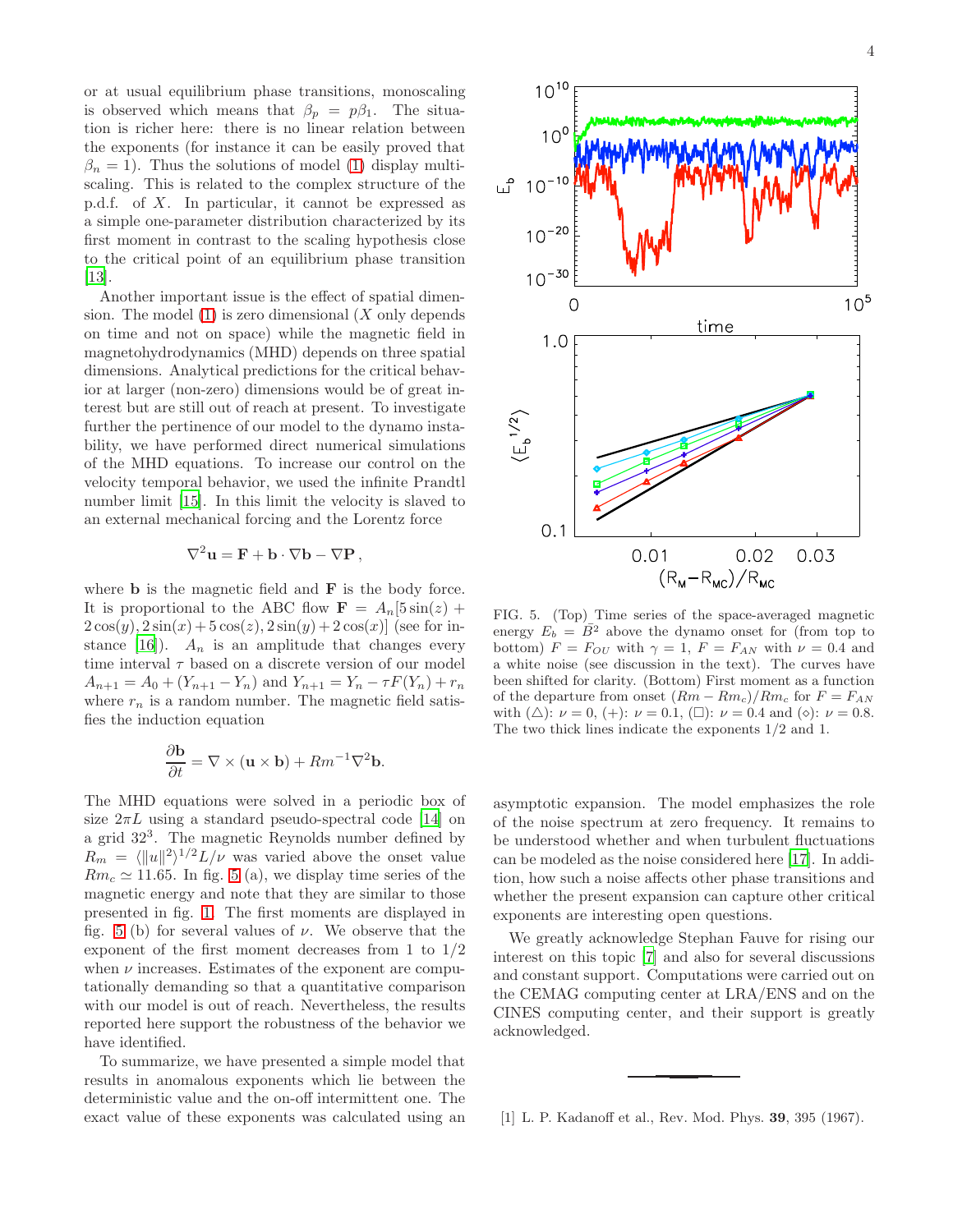or at usual equilibrium phase transitions, monoscaling is observed which means that $\beta_p = p\beta_1$. The situation is richer here: there is no linear relation between the exponents (for instance it can be easily proved that $\beta_n = 1$). Thus the solutions of model (1) display multiscaling. This is related to the complex structure of the p.d.f. of $X$. In particular, it cannot be expressed as a simple one-parameter distribution characterized by its first moment in contrast to the scaling hypothesis close to the critical point of an equilibrium phase transition [13].

Another important issue is the effect of spatial dimension. The model (1) is zero dimensional ($X$ only depends on time and not on space) while the magnetic field in magnetohydrodynamics (MHD) depends on three spatial dimensions. Analytical predictions for the critical behavior at larger (non-zero) dimensions would be of great interest but are still out of reach at present. To investigate further the pertinence of our model to the dynamo instability, we have performed direct numerical simulations of the MHD equations. To increase our control on the velocity temporal behavior, we used the infinite Prandtl number limit [15]. In this limit the velocity is slaved to an external mechanical forcing and the Lorentz force

$$\nabla^2 \mathbf{u} = \mathbf{F} + \mathbf{b} \cdot \nabla \mathbf{b} - \nabla \mathbf{P}\,,$$

where $\mathbf{b}$ is the magnetic field and $\mathbf{F}$ is the body force. It is proportional to the ABC flow $\mathbf{F} = A_n[5\sin(z) + 2\cos(y), 2\sin(x) + 5\cos(z), 2\sin(y) + 2\cos(x)]$ (see for instance [16]). $A_n$ is an amplitude that changes every time interval $\tau$ based on a discrete version of our model $A_{n+1} = A_0 + (Y_{n+1} - Y_n)$ and $Y_{n+1} = Y_n - \tau F(Y_n) + r_n$ where $r_n$ is a random number. The magnetic field satisfies the induction equation

$$\frac{\partial \mathbf{b}}{\partial t} = \nabla \times (\mathbf{u} \times \mathbf{b}) + Rm^{-1}\nabla^2 \mathbf{b}.$$

The MHD equations were solved in a periodic box of size $2\pi L$ using a standard pseudo-spectral code [14] on a grid $32^3$. The magnetic Reynolds number defined by $R_m = \langle \|u\|^2 \rangle^{1/2} L/\nu$ was varied above the onset value $Rm_c \simeq 11.65$. In fig. 5 (a), we display time series of the magnetic energy and note that they are similar to those presented in fig. 1. The first moments are displayed in fig. 5 (b) for several values of $\nu$. We observe that the exponent of the first moment decreases from 1 to 1/2 when $\nu$ increases. Estimates of the exponent are computationally demanding so that a quantitative comparison with our model is out of reach. Nevertheless, the results reported here support the robustness of the behavior we have identified.

To summarize, we have presented a simple model that results in anomalous exponents which lie between the deterministic value and the on-off intermittent one. The exact value of these exponents was calculated using an asymptotic expansion. The model emphasizes the role of the noise spectrum at zero frequency. It remains to be understood whether and when turbulent fluctuations can be modeled as the noise considered here [17]. In addition, how such a noise affects other phase transitions and whether the present expansion can capture other critical exponents are interesting open questions.

FIG. 5. (Top) Time series of the space-averaged magnetic energy $E_b = \bar{B}^2$ above the dynamo onset for (from top to bottom) $F = F_{OU}$ with $\gamma = 1$, $F = F_{AN}$ with $\nu = 0.4$ and a white noise (see discussion in the text). The curves have been shifted for clarity. (Bottom) First moment as a function of the departure from onset $(Rm - Rm_c)/Rm_c$ for $F = F_{AN}$ with ($\triangle$): $\nu = 0$, (+): $\nu = 0.1$, ($\square$): $\nu = 0.4$ and ($\diamond$): $\nu = 0.8$. The two thick lines indicate the exponents 1/2 and 1.

We greatly acknowledge Stephan Fauve for rising our interest on this topic [7] and also for several discussions and constant support. Computations were carried out on the CEMAG computing center at LRA/ENS and on the CINES computing center, and their support is greatly acknowledged.

---

[1] L. P. Kadanoff et al., Rev. Mod. Phys. **39**, 395 (1967).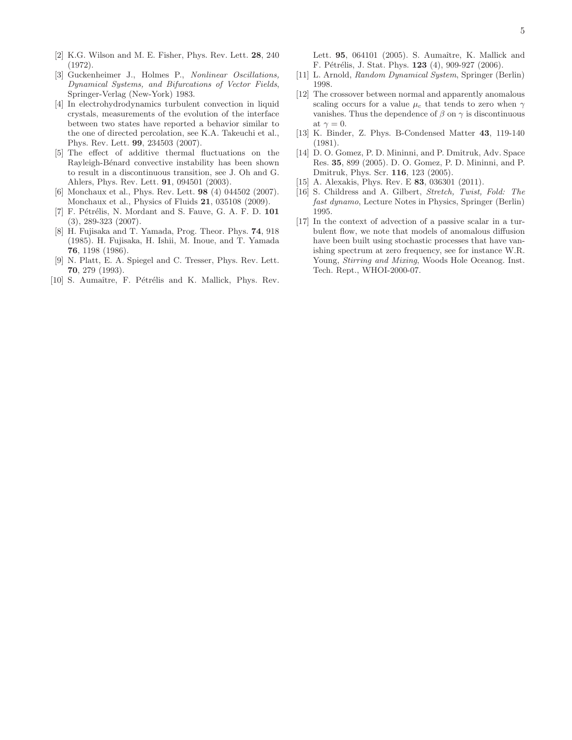[2] K.G. Wilson and M. E. Fisher, Phys. Rev. Lett. **28**, 240 (1972).

[3] Guckenheimer J., Holmes P., *Nonlinear Oscillations, Dynamical Systems, and Bifurcations of Vector Fields*, Springer-Verlag (New-York) 1983.

[4] In electrohydrodynamics turbulent convection in liquid crystals, measurements of the evolution of the interface between two states have reported a behavior similar to the one of directed percolation, see K.A. Takeuchi et al., Phys. Rev. Lett. **99**, 234503 (2007).

[5] The effect of additive thermal fluctuations on the Rayleigh-Bénard convective instability has been shown to result in a discontinuous transition, see J. Oh and G. Ahlers, Phys. Rev. Lett. **91**, 094501 (2003).

[6] Monchaux et al., Phys. Rev. Lett. **98** (4) 044502 (2007). Monchaux et al., Physics of Fluids **21**, 035108 (2009).

[7] F. Pétrélis, N. Mordant and S. Fauve, G. A. F. D. **101** (3), 289-323 (2007).

[8] H. Fujisaka and T. Yamada, Prog. Theor. Phys. **74**, 918 (1985). H. Fujisaka, H. Ishii, M. Inoue, and T. Yamada **76**, 1198 (1986).

[9] N. Platt, E. A. Spiegel and C. Tresser, Phys. Rev. Lett. **70**, 279 (1993).

[10] S. Aumaître, F. Pétrélis and K. Mallick, Phys. Rev. Lett. **95**, 064101 (2005). S. Aumaître, K. Mallick and F. Pétrélis, J. Stat. Phys. **123** (4), 909-927 (2006).

[11] L. Arnold, *Random Dynamical System*, Springer (Berlin) 1998.

[12] The crossover between normal and apparently anomalous scaling occurs for a value $\mu_c$ that tends to zero when $\gamma$ vanishes. Thus the dependence of $\beta$ on $\gamma$ is discontinuous at $\gamma = 0$.

[13] K. Binder, Z. Phys. B-Condensed Matter **43**, 119-140 (1981).

[14] D. O. Gomez, P. D. Mininni, and P. Dmitruk, Adv. Space Res. **35**, 899 (2005). D. O. Gomez, P. D. Mininni, and P. Dmitruk, Phys. Scr. **116**, 123 (2005).

[15] A. Alexakis, Phys. Rev. E **83**, 036301 (2011).

[16] S. Childress and A. Gilbert, *Stretch, Twist, Fold: The fast dynamo*, Lecture Notes in Physics, Springer (Berlin) 1995.

[17] In the context of advection of a passive scalar in a turbulent flow, we note that models of anomalous diffusion have been built using stochastic processes that have vanishing spectrum at zero frequency, see for instance W.R. Young, *Stirring and Mixing*, Woods Hole Oceanog. Inst. Tech. Rept., WHOI-2000-07.